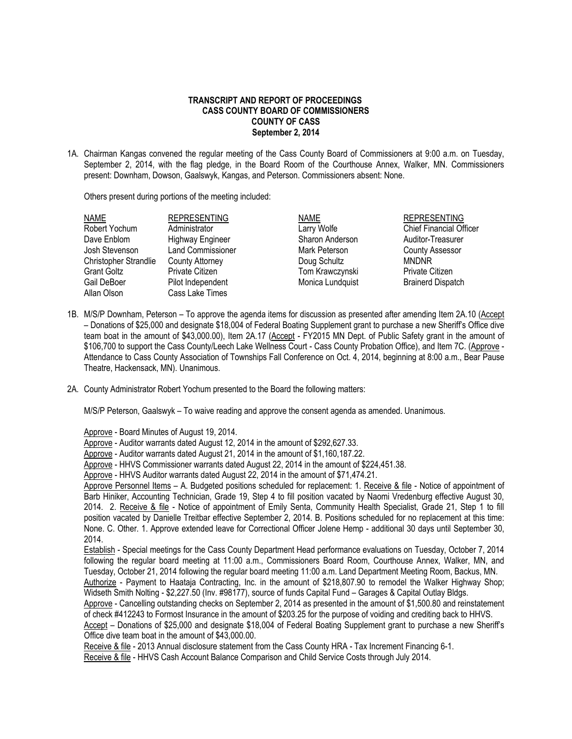**TRANSCRIPT AND REPORT OF PROCEEDINGS**
**CASS COUNTY BOARD OF COMMISSIONERS**
**COUNTY OF CASS**
**September 2, 2014**

1A. Chairman Kangas convened the regular meeting of the Cass County Board of Commissioners at 9:00 a.m. on Tuesday, September 2, 2014, with the flag pledge, in the Board Room of the Courthouse Annex, Walker, MN. Commissioners present: Downham, Dowson, Gaalswyk, Kangas, and Peterson. Commissioners absent: None.

Others present during portions of the meeting included:

| NAME | REPRESENTING | NAME | REPRESENTING |
|---|---|---|---|
| Robert Yochum | Administrator | Larry Wolfe | Chief Financial Officer |
| Dave Enblom | Highway Engineer | Sharon Anderson | Auditor-Treasurer |
| Josh Stevenson | Land Commissioner | Mark Peterson | County Assessor |
| Christopher Strandlie | County Attorney | Doug Schultz | MNDNR |
| Grant Goltz | Private Citizen | Tom Krawczynski | Private Citizen |
| Gail DeBoer | Pilot Independent | Monica Lundquist | Brainerd Dispatch |
| Allan Olson | Cass Lake Times | | |

1B. M/S/P Downham, Peterson – To approve the agenda items for discussion as presented after amending Item 2A.10 (<u>Accept</u> – Donations of $25,000 and designate $18,004 of Federal Boating Supplement grant to purchase a new Sheriff's Office dive team boat in the amount of $43,000.00), Item 2A.17 (<u>Accept</u> - FY2015 MN Dept. of Public Safety grant in the amount of $106,700 to support the Cass County/Leech Lake Wellness Court - Cass County Probation Office), and Item 7C. (<u>Approve</u> - Attendance to Cass County Association of Townships Fall Conference on Oct. 4, 2014, beginning at 8:00 a.m., Bear Pause Theatre, Hackensack, MN). Unanimous.

2A. County Administrator Robert Yochum presented to the Board the following matters:

M/S/P Peterson, Gaalswyk – To waive reading and approve the consent agenda as amended. Unanimous.

<u>Approve</u> - Board Minutes of August 19, 2014.

<u>Approve</u> - Auditor warrants dated August 12, 2014 in the amount of $292,627.33.

<u>Approve</u> - Auditor warrants dated August 21, 2014 in the amount of $1,160,187.22.

<u>Approve</u> - HHVS Commissioner warrants dated August 22, 2014 in the amount of $224,451.38.

<u>Approve</u> - HHVS Auditor warrants dated August 22, 2014 in the amount of $71,474.21.

<u>Approve Personnel Items</u> – A. Budgeted positions scheduled for replacement: 1. <u>Receive & file</u> - Notice of appointment of Barb Hiniker, Accounting Technician, Grade 19, Step 4 to fill position vacated by Naomi Vredenburg effective August 30, 2014. 2. <u>Receive & file</u> - Notice of appointment of Emily Senta, Community Health Specialist, Grade 21, Step 1 to fill position vacated by Danielle Treitbar effective September 2, 2014. B. Positions scheduled for no replacement at this time: None. C. Other. 1. Approve extended leave for Correctional Officer Jolene Hemp - additional 30 days until September 30, 2014.

<u>Establish</u> - Special meetings for the Cass County Department Head performance evaluations on Tuesday, October 7, 2014 following the regular board meeting at 11:00 a.m., Commissioners Board Room, Courthouse Annex, Walker, MN, and Tuesday, October 21, 2014 following the regular board meeting 11:00 a.m. Land Department Meeting Room, Backus, MN.

<u>Authorize</u> - Payment to Haataja Contracting, Inc. in the amount of $218,807.90 to remodel the Walker Highway Shop; Widseth Smith Nolting - $2,227.50 (Inv. #98177), source of funds Capital Fund – Garages & Capital Outlay Bldgs.

<u>Approve</u> - Cancelling outstanding checks on September 2, 2014 as presented in the amount of $1,500.80 and reinstatement of check #412243 to Formost Insurance in the amount of $203.25 for the purpose of voiding and crediting back to HHVS.

<u>Accept</u> – Donations of $25,000 and designate $18,004 of Federal Boating Supplement grant to purchase a new Sheriff's Office dive team boat in the amount of $43,000.00.

<u>Receive & file</u> - 2013 Annual disclosure statement from the Cass County HRA - Tax Increment Financing 6-1.

<u>Receive & file</u> - HHVS Cash Account Balance Comparison and Child Service Costs through July 2014.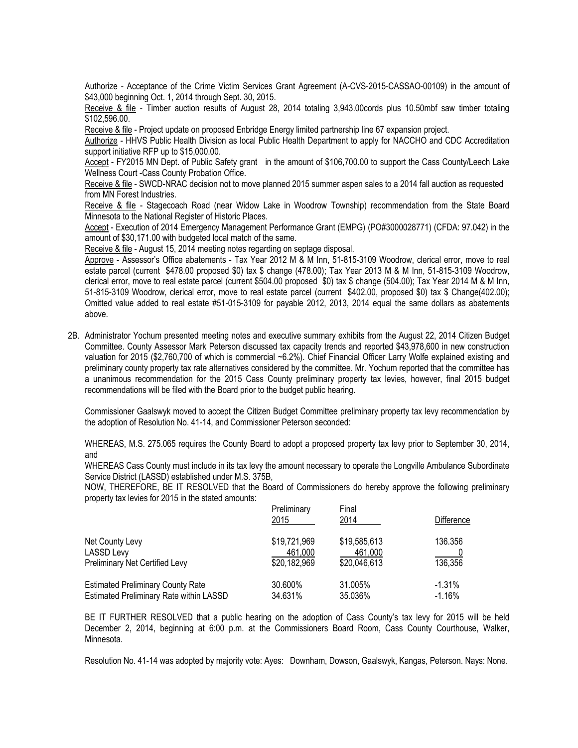Authorize - Acceptance of the Crime Victim Services Grant Agreement (A-CVS-2015-CASSAO-00109) in the amount of $43,000 beginning Oct. 1, 2014 through Sept. 30, 2015.

Receive & file - Timber auction results of August 28, 2014 totaling 3,943.00cords plus 10.50mbf saw timber totaling $102,596.00.

Receive & file - Project update on proposed Enbridge Energy limited partnership line 67 expansion project.

Authorize - HHVS Public Health Division as local Public Health Department to apply for NACCHO and CDC Accreditation support initiative RFP up to $15,000.00.

Accept - FY2015 MN Dept. of Public Safety grant in the amount of $106,700.00 to support the Cass County/Leech Lake Wellness Court -Cass County Probation Office.

Receive & file - SWCD-NRAC decision not to move planned 2015 summer aspen sales to a 2014 fall auction as requested from MN Forest Industries.

Receive & file - Stagecoach Road (near Widow Lake in Woodrow Township) recommendation from the State Board Minnesota to the National Register of Historic Places.

Accept - Execution of 2014 Emergency Management Performance Grant (EMPG) (PO#3000028771) (CFDA: 97.042) in the amount of $30,171.00 with budgeted local match of the same.

Receive & file - August 15, 2014 meeting notes regarding on septage disposal.

Approve - Assessor's Office abatements - Tax Year 2012 M & M Inn, 51-815-3109 Woodrow, clerical error, move to real estate parcel (current $478.00 proposed $0) tax $ change (478.00); Tax Year 2013 M & M Inn, 51-815-3109 Woodrow, clerical error, move to real estate parcel (current $504.00 proposed $0) tax $ change (504.00); Tax Year 2014 M & M Inn, 51-815-3109 Woodrow, clerical error, move to real estate parcel (current $402.00, proposed $0) tax $ Change(402.00); Omitted value added to real estate #51-015-3109 for payable 2012, 2013, 2014 equal the same dollars as abatements above.

2B. Administrator Yochum presented meeting notes and executive summary exhibits from the August 22, 2014 Citizen Budget Committee. County Assessor Mark Peterson discussed tax capacity trends and reported $43,978,600 in new construction valuation for 2015 ($2,760,700 of which is commercial ~6.2%). Chief Financial Officer Larry Wolfe explained existing and preliminary county property tax rate alternatives considered by the committee. Mr. Yochum reported that the committee has a unanimous recommendation for the 2015 Cass County preliminary property tax levies, however, final 2015 budget recommendations will be filed with the Board prior to the budget public hearing.

Commissioner Gaalswyk moved to accept the Citizen Budget Committee preliminary property tax levy recommendation by the adoption of Resolution No. 41-14, and Commissioner Peterson seconded:

WHEREAS, M.S. 275.065 requires the County Board to adopt a proposed property tax levy prior to September 30, 2014, and

WHEREAS Cass County must include in its tax levy the amount necessary to operate the Longville Ambulance Subordinate Service District (LASSD) established under M.S. 375B,

NOW, THEREFORE, BE IT RESOLVED that the Board of Commissioners do hereby approve the following preliminary property tax levies for 2015 in the stated amounts:

| | Preliminary 2015 | Final 2014 | Difference |
|---|---|---|---|
| Net County Levy | $19,721,969 | $19,585,613 | 136.356 |
| LASSD Levy | 461,000 | 461,000 | 0 |
| Preliminary Net Certified Levy | $20,182,969 | $20,046,613 | 136,356 |
| Estimated Preliminary County Rate | 30.600% | 31.005% | -1.31% |
| Estimated Preliminary Rate within LASSD | 34.631% | 35.036% | -1.16% |

BE IT FURTHER RESOLVED that a public hearing on the adoption of Cass County's tax levy for 2015 will be held December 2, 2014, beginning at 6:00 p.m. at the Commissioners Board Room, Cass County Courthouse, Walker, Minnesota.

Resolution No. 41-14 was adopted by majority vote: Ayes: Downham, Dowson, Gaalswyk, Kangas, Peterson. Nays: None.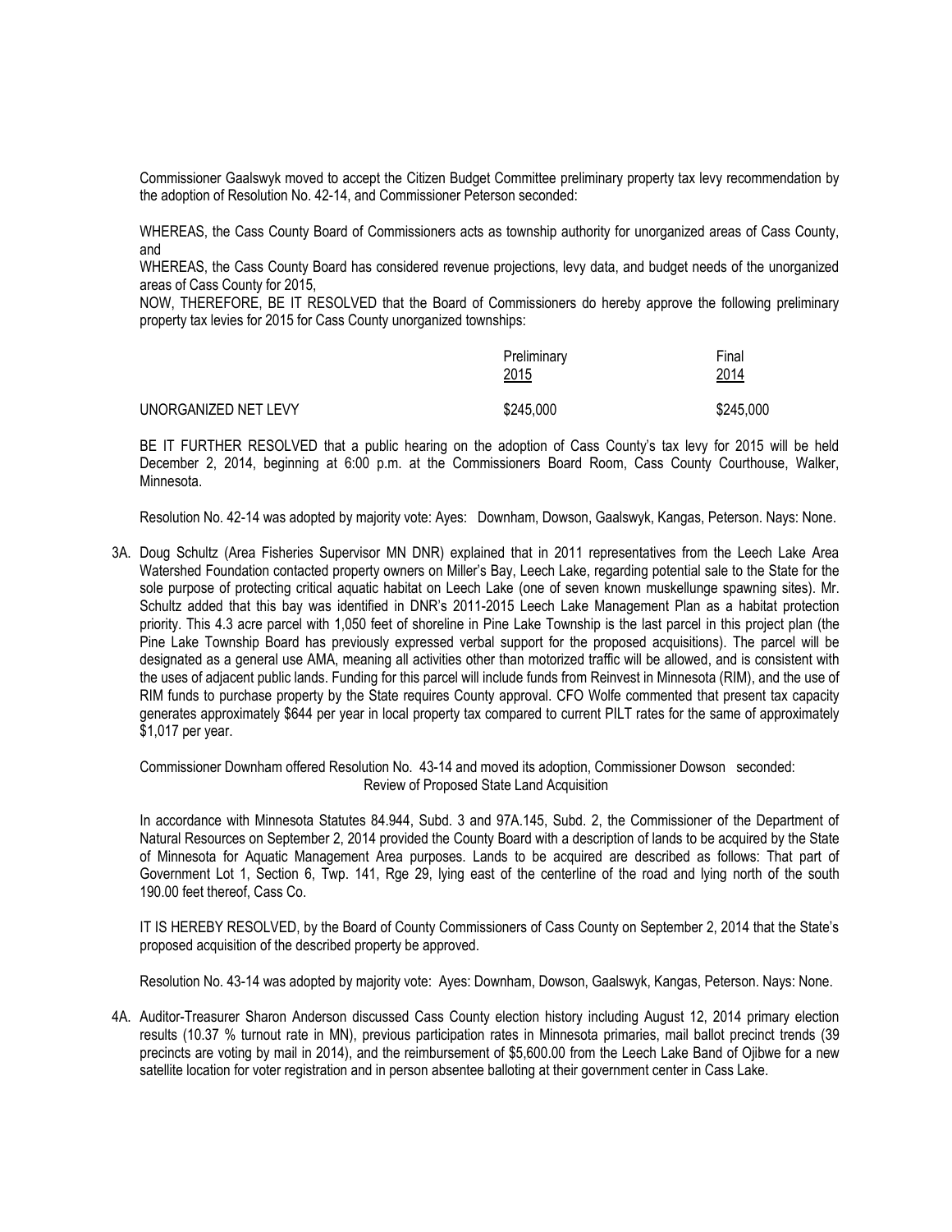Commissioner Gaalswyk moved to accept the Citizen Budget Committee preliminary property tax levy recommendation by the adoption of Resolution No. 42-14, and Commissioner Peterson seconded:

WHEREAS, the Cass County Board of Commissioners acts as township authority for unorganized areas of Cass County, and

WHEREAS, the Cass County Board has considered revenue projections, levy data, and budget needs of the unorganized areas of Cass County for 2015,

NOW, THEREFORE, BE IT RESOLVED that the Board of Commissioners do hereby approve the following preliminary property tax levies for 2015 for Cass County unorganized townships:

| | Preliminary 2015 | Final 2014 |
|---|---|---|
| UNORGANIZED NET LEVY | $245,000 | $245,000 |

BE IT FURTHER RESOLVED that a public hearing on the adoption of Cass County's tax levy for 2015 will be held December 2, 2014, beginning at 6:00 p.m. at the Commissioners Board Room, Cass County Courthouse, Walker, Minnesota.

Resolution No. 42-14 was adopted by majority vote: Ayes: Downham, Dowson, Gaalswyk, Kangas, Peterson. Nays: None.

3A. Doug Schultz (Area Fisheries Supervisor MN DNR) explained that in 2011 representatives from the Leech Lake Area Watershed Foundation contacted property owners on Miller's Bay, Leech Lake, regarding potential sale to the State for the sole purpose of protecting critical aquatic habitat on Leech Lake (one of seven known muskellunge spawning sites). Mr. Schultz added that this bay was identified in DNR's 2011-2015 Leech Lake Management Plan as a habitat protection priority. This 4.3 acre parcel with 1,050 feet of shoreline in Pine Lake Township is the last parcel in this project plan (the Pine Lake Township Board has previously expressed verbal support for the proposed acquisitions). The parcel will be designated as a general use AMA, meaning all activities other than motorized traffic will be allowed, and is consistent with the uses of adjacent public lands. Funding for this parcel will include funds from Reinvest in Minnesota (RIM), and the use of RIM funds to purchase property by the State requires County approval. CFO Wolfe commented that present tax capacity generates approximately $644 per year in local property tax compared to current PILT rates for the same of approximately $1,017 per year.

Commissioner Downham offered Resolution No. 43-14 and moved its adoption, Commissioner Dowson seconded:

Review of Proposed State Land Acquisition

In accordance with Minnesota Statutes 84.944, Subd. 3 and 97A.145, Subd. 2, the Commissioner of the Department of Natural Resources on September 2, 2014 provided the County Board with a description of lands to be acquired by the State of Minnesota for Aquatic Management Area purposes. Lands to be acquired are described as follows: That part of Government Lot 1, Section 6, Twp. 141, Rge 29, lying east of the centerline of the road and lying north of the south 190.00 feet thereof, Cass Co.

IT IS HEREBY RESOLVED, by the Board of County Commissioners of Cass County on September 2, 2014 that the State's proposed acquisition of the described property be approved.

Resolution No. 43-14 was adopted by majority vote: Ayes: Downham, Dowson, Gaalswyk, Kangas, Peterson. Nays: None.

4A. Auditor-Treasurer Sharon Anderson discussed Cass County election history including August 12, 2014 primary election results (10.37 % turnout rate in MN), previous participation rates in Minnesota primaries, mail ballot precinct trends (39 precincts are voting by mail in 2014), and the reimbursement of $5,600.00 from the Leech Lake Band of Ojibwe for a new satellite location for voter registration and in person absentee balloting at their government center in Cass Lake.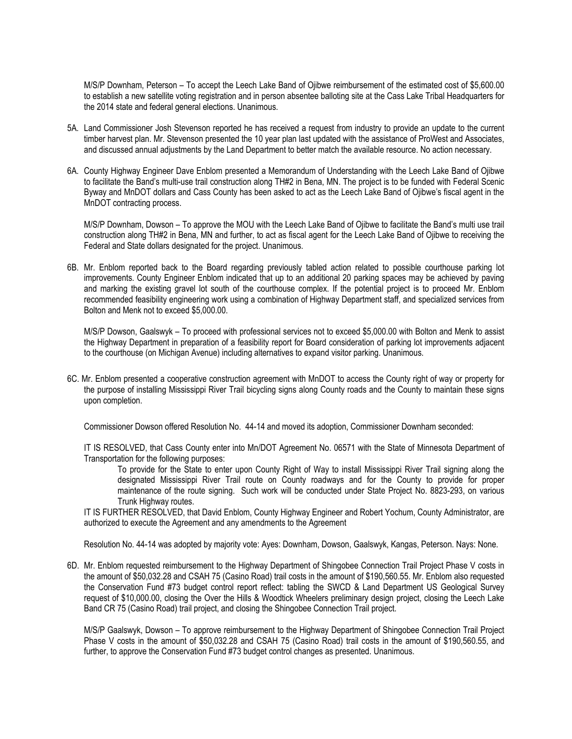M/S/P Downham, Peterson – To accept the Leech Lake Band of Ojibwe reimbursement of the estimated cost of $5,600.00 to establish a new satellite voting registration and in person absentee balloting site at the Cass Lake Tribal Headquarters for the 2014 state and federal general elections. Unanimous.

5A. Land Commissioner Josh Stevenson reported he has received a request from industry to provide an update to the current timber harvest plan. Mr. Stevenson presented the 10 year plan last updated with the assistance of ProWest and Associates, and discussed annual adjustments by the Land Department to better match the available resource. No action necessary.

6A. County Highway Engineer Dave Enblom presented a Memorandum of Understanding with the Leech Lake Band of Ojibwe to facilitate the Band's multi-use trail construction along TH#2 in Bena, MN. The project is to be funded with Federal Scenic Byway and MnDOT dollars and Cass County has been asked to act as the Leech Lake Band of Ojibwe's fiscal agent in the MnDOT contracting process.

M/S/P Downham, Dowson – To approve the MOU with the Leech Lake Band of Ojibwe to facilitate the Band's multi use trail construction along TH#2 in Bena, MN and further, to act as fiscal agent for the Leech Lake Band of Ojibwe to receiving the Federal and State dollars designated for the project. Unanimous.

6B. Mr. Enblom reported back to the Board regarding previously tabled action related to possible courthouse parking lot improvements. County Engineer Enblom indicated that up to an additional 20 parking spaces may be achieved by paving and marking the existing gravel lot south of the courthouse complex. If the potential project is to proceed Mr. Enblom recommended feasibility engineering work using a combination of Highway Department staff, and specialized services from Bolton and Menk not to exceed $5,000.00.

M/S/P Dowson, Gaalswyk – To proceed with professional services not to exceed $5,000.00 with Bolton and Menk to assist the Highway Department in preparation of a feasibility report for Board consideration of parking lot improvements adjacent to the courthouse (on Michigan Avenue) including alternatives to expand visitor parking. Unanimous.

6C. Mr. Enblom presented a cooperative construction agreement with MnDOT to access the County right of way or property for the purpose of installing Mississippi River Trail bicycling signs along County roads and the County to maintain these signs upon completion.

Commissioner Dowson offered Resolution No. 44-14 and moved its adoption, Commissioner Downham seconded:

IT IS RESOLVED, that Cass County enter into Mn/DOT Agreement No. 06571 with the State of Minnesota Department of Transportation for the following purposes:

> To provide for the State to enter upon County Right of Way to install Mississippi River Trail signing along the designated Mississippi River Trail route on County roadways and for the County to provide for proper maintenance of the route signing. Such work will be conducted under State Project No. 8823-293, on various Trunk Highway routes.

IT IS FURTHER RESOLVED, that David Enblom, County Highway Engineer and Robert Yochum, County Administrator, are authorized to execute the Agreement and any amendments to the Agreement

Resolution No. 44-14 was adopted by majority vote: Ayes: Downham, Dowson, Gaalswyk, Kangas, Peterson. Nays: None.

6D. Mr. Enblom requested reimbursement to the Highway Department of Shingobee Connection Trail Project Phase V costs in the amount of $50,032.28 and CSAH 75 (Casino Road) trail costs in the amount of $190,560.55. Mr. Enblom also requested the Conservation Fund #73 budget control report reflect: tabling the SWCD & Land Department US Geological Survey request of $10,000.00, closing the Over the Hills & Woodtick Wheelers preliminary design project, closing the Leech Lake Band CR 75 (Casino Road) trail project, and closing the Shingobee Connection Trail project.

M/S/P Gaalswyk, Dowson – To approve reimbursement to the Highway Department of Shingobee Connection Trail Project Phase V costs in the amount of $50,032.28 and CSAH 75 (Casino Road) trail costs in the amount of $190,560.55, and further, to approve the Conservation Fund #73 budget control changes as presented. Unanimous.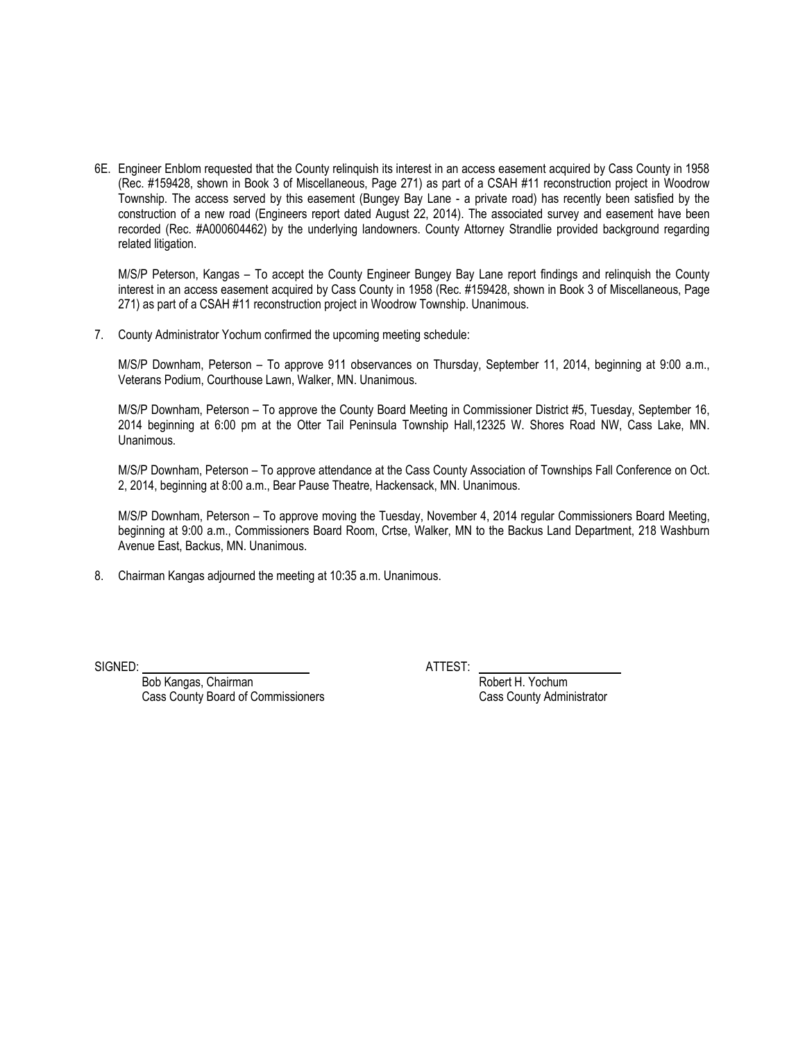6E. Engineer Enblom requested that the County relinquish its interest in an access easement acquired by Cass County in 1958 (Rec. #159428, shown in Book 3 of Miscellaneous, Page 271) as part of a CSAH #11 reconstruction project in Woodrow Township. The access served by this easement (Bungey Bay Lane - a private road) has recently been satisfied by the construction of a new road (Engineers report dated August 22, 2014). The associated survey and easement have been recorded (Rec. #A000604462) by the underlying landowners. County Attorney Strandlie provided background regarding related litigation.

M/S/P Peterson, Kangas – To accept the County Engineer Bungey Bay Lane report findings and relinquish the County interest in an access easement acquired by Cass County in 1958 (Rec. #159428, shown in Book 3 of Miscellaneous, Page 271) as part of a CSAH #11 reconstruction project in Woodrow Township. Unanimous.

7. County Administrator Yochum confirmed the upcoming meeting schedule:

M/S/P Downham, Peterson – To approve 911 observances on Thursday, September 11, 2014, beginning at 9:00 a.m., Veterans Podium, Courthouse Lawn, Walker, MN. Unanimous.

M/S/P Downham, Peterson – To approve the County Board Meeting in Commissioner District #5, Tuesday, September 16, 2014 beginning at 6:00 pm at the Otter Tail Peninsula Township Hall,12325 W. Shores Road NW, Cass Lake, MN. Unanimous.

M/S/P Downham, Peterson – To approve attendance at the Cass County Association of Townships Fall Conference on Oct. 2, 2014, beginning at 8:00 a.m., Bear Pause Theatre, Hackensack, MN. Unanimous.

M/S/P Downham, Peterson – To approve moving the Tuesday, November 4, 2014 regular Commissioners Board Meeting, beginning at 9:00 a.m., Commissioners Board Room, Crtse, Walker, MN to the Backus Land Department, 218 Washburn Avenue East, Backus, MN. Unanimous.

8. Chairman Kangas adjourned the meeting at 10:35 a.m. Unanimous.

SIGNED: ____________________________
Bob Kangas, Chairman
Cass County Board of Commissioners

ATTEST: ______________________
Robert H. Yochum
Cass County Administrator